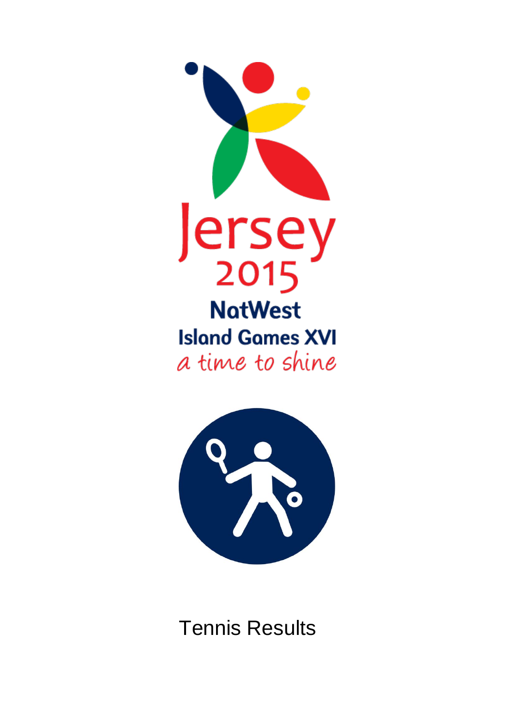Jersey 2015

NatWest

Island Games XVI

*a time to shine*

# Tennis Results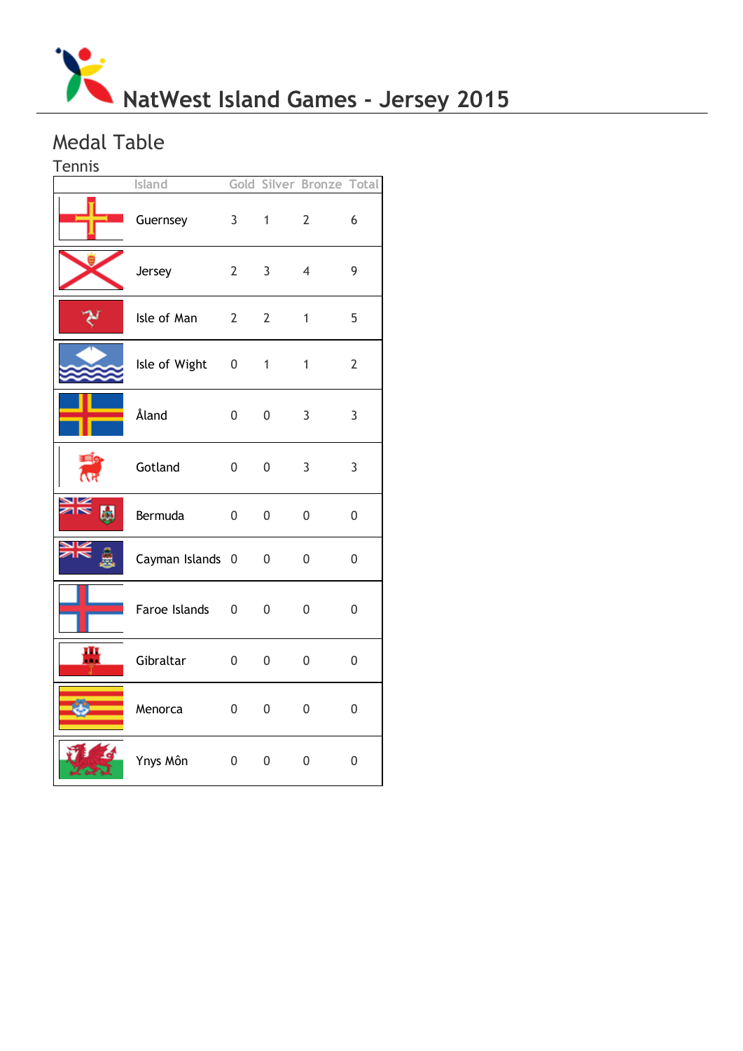# NatWest Island Games - Jersey 2015

## Medal Table

### Tennis

| Island | Gold | Silver | Bronze | Total |
|---|---|---|---|---|
| Guernsey | 3 | 1 | 2 | 6 |
| Jersey | 2 | 3 | 4 | 9 |
| Isle of Man | 2 | 2 | 1 | 5 |
| Isle of Wight | 0 | 1 | 1 | 2 |
| Åland | 0 | 0 | 3 | 3 |
| Gotland | 0 | 0 | 3 | 3 |
| Bermuda | 0 | 0 | 0 | 0 |
| Cayman Islands | 0 | 0 | 0 | 0 |
| Faroe Islands | 0 | 0 | 0 | 0 |
| Gibraltar | 0 | 0 | 0 | 0 |
| Menorca | 0 | 0 | 0 | 0 |
| Ynys Môn | 0 | 0 | 0 | 0 |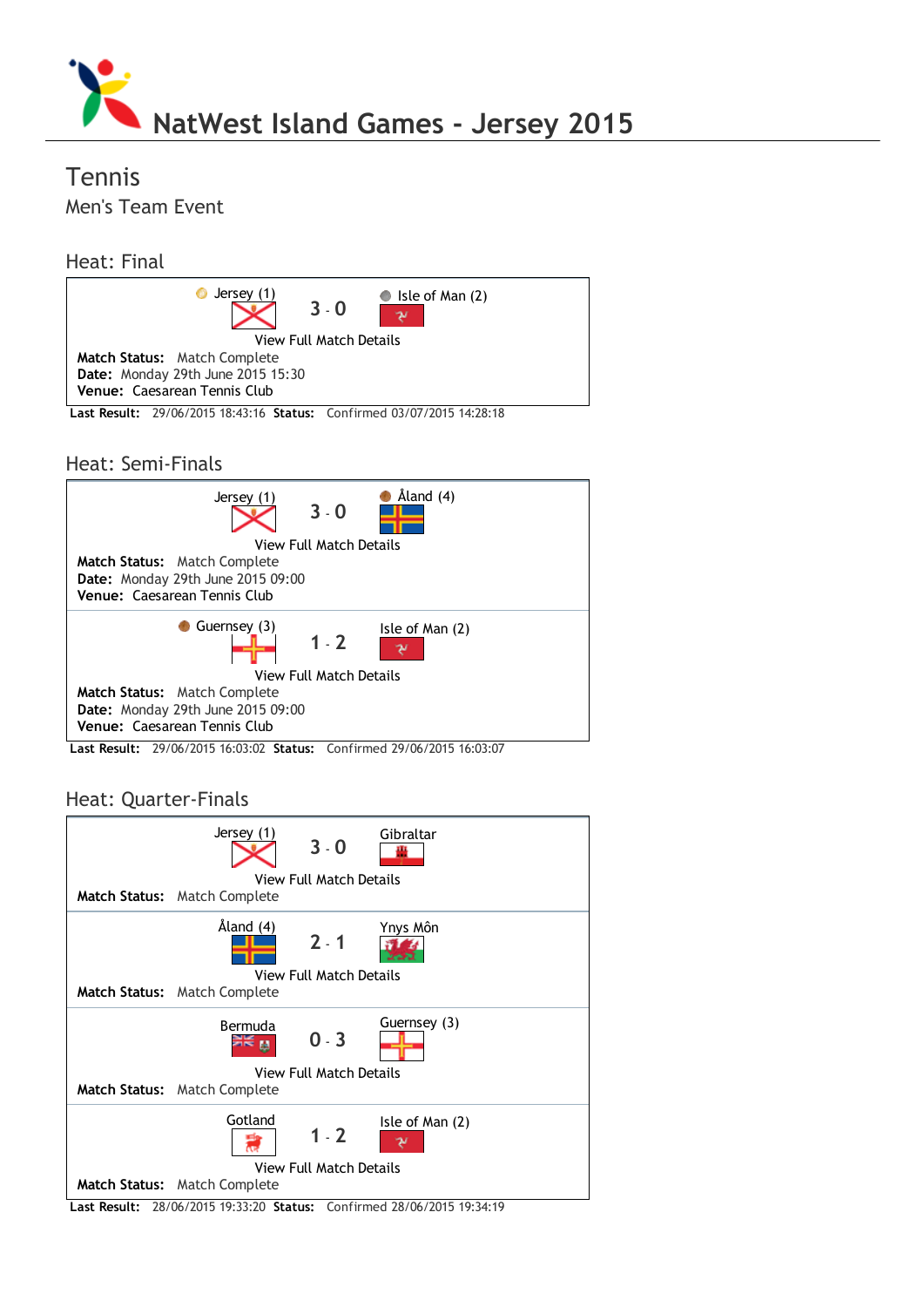# NatWest Island Games - Jersey 2015

## Tennis

### Men's Team Event

### Heat: Final

Jersey (1) **3 - 0** Isle of Man (2)

View Full Match Details

**Match Status:** Match Complete
**Date:** Monday 29th June 2015 15:30
**Venue:** Caesarean Tennis Club

**Last Result:** 29/06/2015 18:43:16 **Status:** Confirmed 03/07/2015 14:28:18

### Heat: Semi-Finals

Jersey (1) **3 - 0** Åland (4)

View Full Match Details

**Match Status:** Match Complete
**Date:** Monday 29th June 2015 09:00
**Venue:** Caesarean Tennis Club

Guernsey (3) **1 - 2** Isle of Man (2)

View Full Match Details

**Match Status:** Match Complete
**Date:** Monday 29th June 2015 09:00
**Venue:** Caesarean Tennis Club

**Last Result:** 29/06/2015 16:03:02 **Status:** Confirmed 29/06/2015 16:03:07

### Heat: Quarter-Finals

Jersey (1) **3 - 0** Gibraltar

View Full Match Details

**Match Status:** Match Complete

Åland (4) **2 - 1** Ynys Môn

View Full Match Details

**Match Status:** Match Complete

Bermuda **0 - 3** Guernsey (3)

View Full Match Details

**Match Status:** Match Complete

Gotland **1 - 2** Isle of Man (2)

View Full Match Details

**Match Status:** Match Complete

**Last Result:** 28/06/2015 19:33:20 **Status:** Confirmed 28/06/2015 19:34:19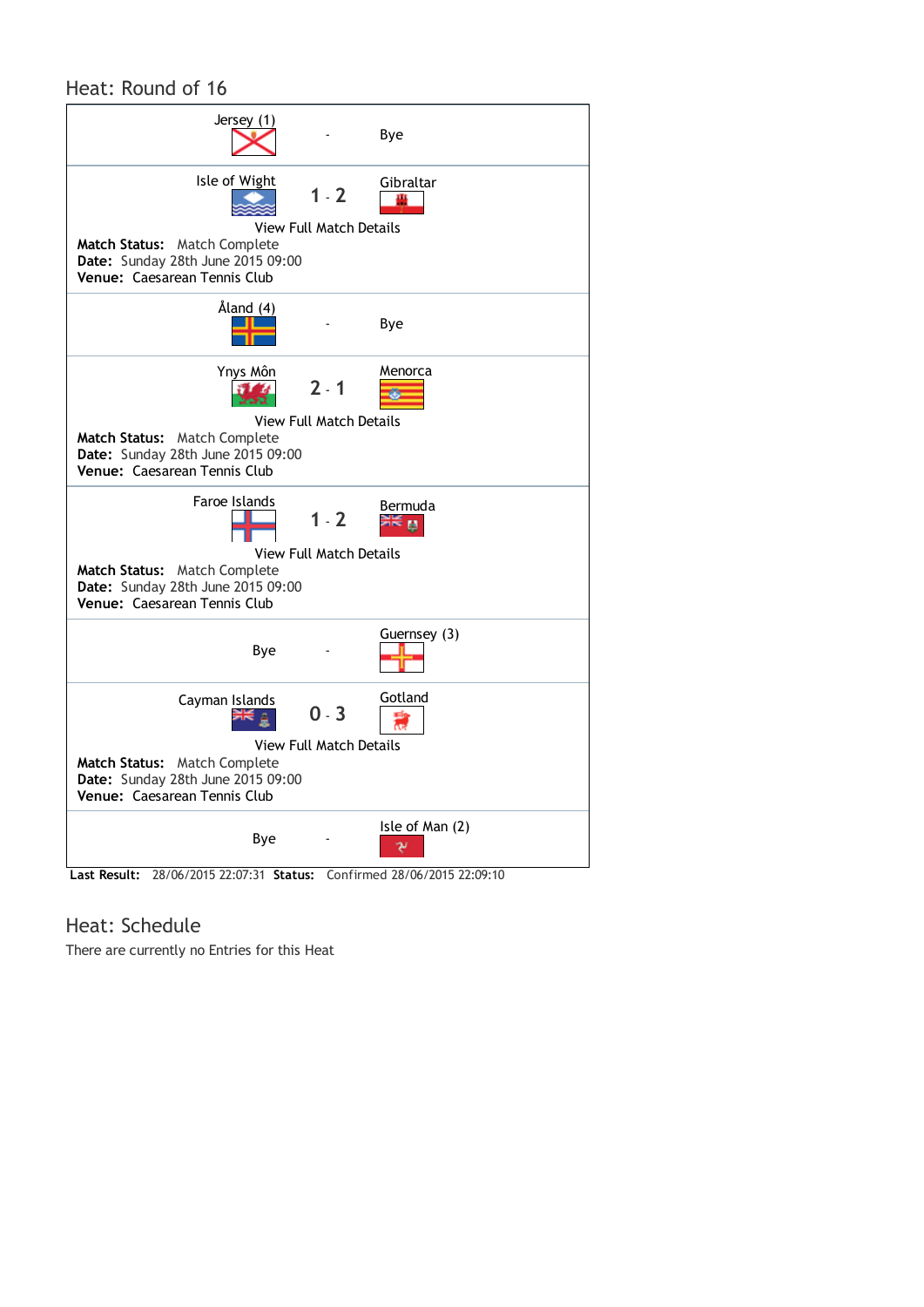## Heat: Round of 16

| Home | Score | Away |
|---|---|---|
| Jersey (1) | - | Bye |
| Isle of Wight | 1 - 2 | Gibraltar |

View Full Match Details
**Match Status:** Match Complete
**Date:** Sunday 28th June 2015 09:00
**Venue:** Caesarean Tennis Club

| Home | Score | Away |
|---|---|---|
| Åland (4) | - | Bye |
| Ynys Môn | 2 - 1 | Menorca |

View Full Match Details
**Match Status:** Match Complete
**Date:** Sunday 28th June 2015 09:00
**Venue:** Caesarean Tennis Club

| Home | Score | Away |
|---|---|---|
| Faroe Islands | 1 - 2 | Bermuda |

View Full Match Details
**Match Status:** Match Complete
**Date:** Sunday 28th June 2015 09:00
**Venue:** Caesarean Tennis Club

| Home | Score | Away |
|---|---|---|
| Bye | - | Guernsey (3) |
| Cayman Islands | 0 - 3 | Gotland |

View Full Match Details
**Match Status:** Match Complete
**Date:** Sunday 28th June 2015 09:00
**Venue:** Caesarean Tennis Club

| Home | Score | Away |
|---|---|---|
| Bye | - | Isle of Man (2) |

**Last Result:** 28/06/2015 22:07:31 **Status:** Confirmed 28/06/2015 22:09:10

## Heat: Schedule

There are currently no Entries for this Heat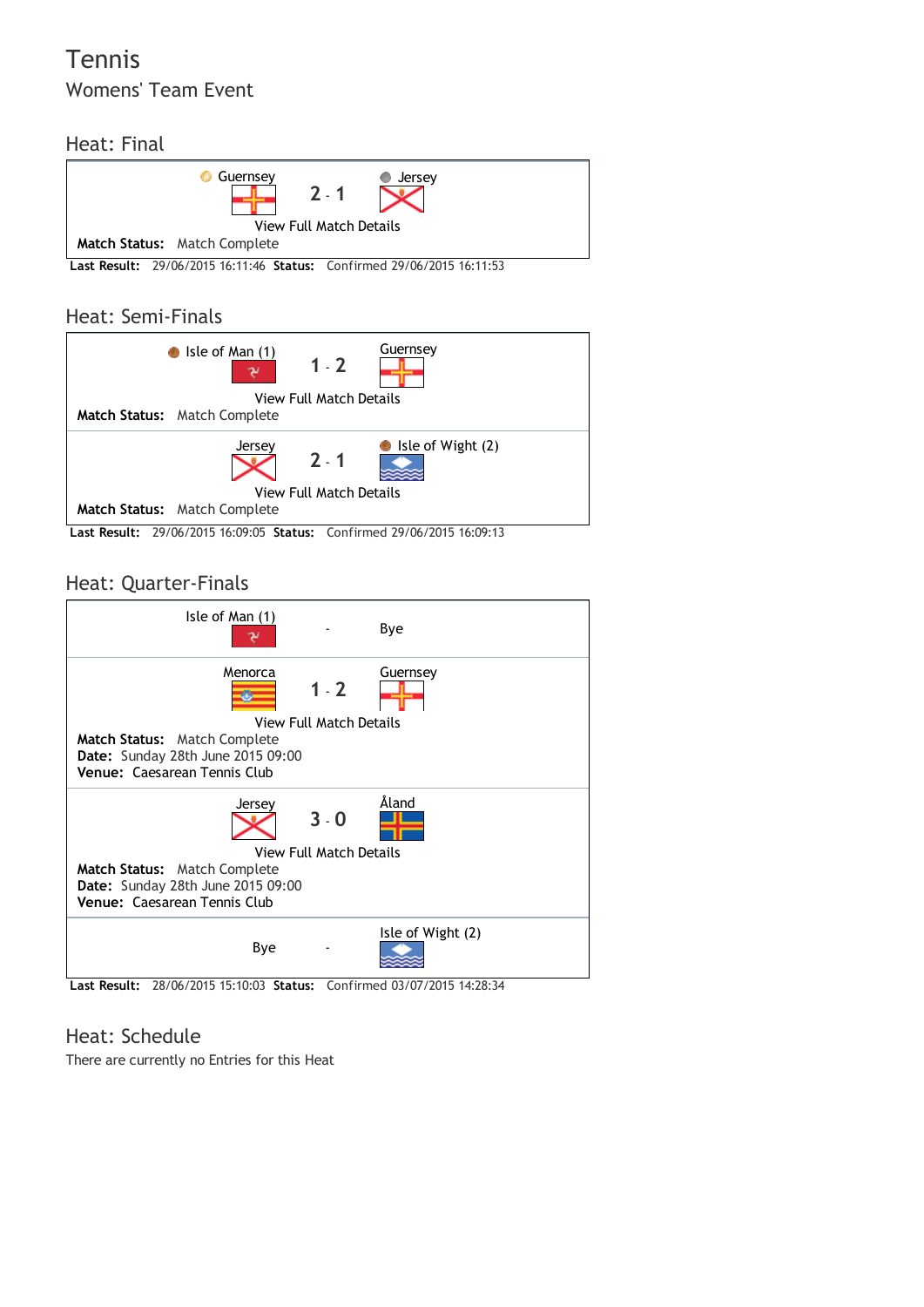# Tennis

## Womens' Team Event

### Heat: Final

| | | |
|---|---|---|
| Guernsey | 2 - 1 | Jersey |

View Full Match Details

**Match Status:** Match Complete

**Last Result:** 29/06/2015 16:11:46 **Status:** Confirmed 29/06/2015 16:11:53

### Heat: Semi-Finals

| | | |
|---|---|---|
| Isle of Man (1) | 1 - 2 | Guernsey |

View Full Match Details

**Match Status:** Match Complete

| | | |
|---|---|---|
| Jersey | 2 - 1 | Isle of Wight (2) |

View Full Match Details

**Match Status:** Match Complete

**Last Result:** 29/06/2015 16:09:05 **Status:** Confirmed 29/06/2015 16:09:13

### Heat: Quarter-Finals

| | | |
|---|---|---|
| Isle of Man (1) | - | Bye |

| | | |
|---|---|---|
| Menorca | 1 - 2 | Guernsey |

View Full Match Details

**Match Status:** Match Complete
**Date:** Sunday 28th June 2015 09:00
**Venue:** Caesarean Tennis Club

| | | |
|---|---|---|
| Jersey | 3 - 0 | Åland |

View Full Match Details

**Match Status:** Match Complete
**Date:** Sunday 28th June 2015 09:00
**Venue:** Caesarean Tennis Club

| | | |
|---|---|---|
| Bye | - | Isle of Wight (2) |

**Last Result:** 28/06/2015 15:10:03 **Status:** Confirmed 03/07/2015 14:28:34

### Heat: Schedule

There are currently no Entries for this Heat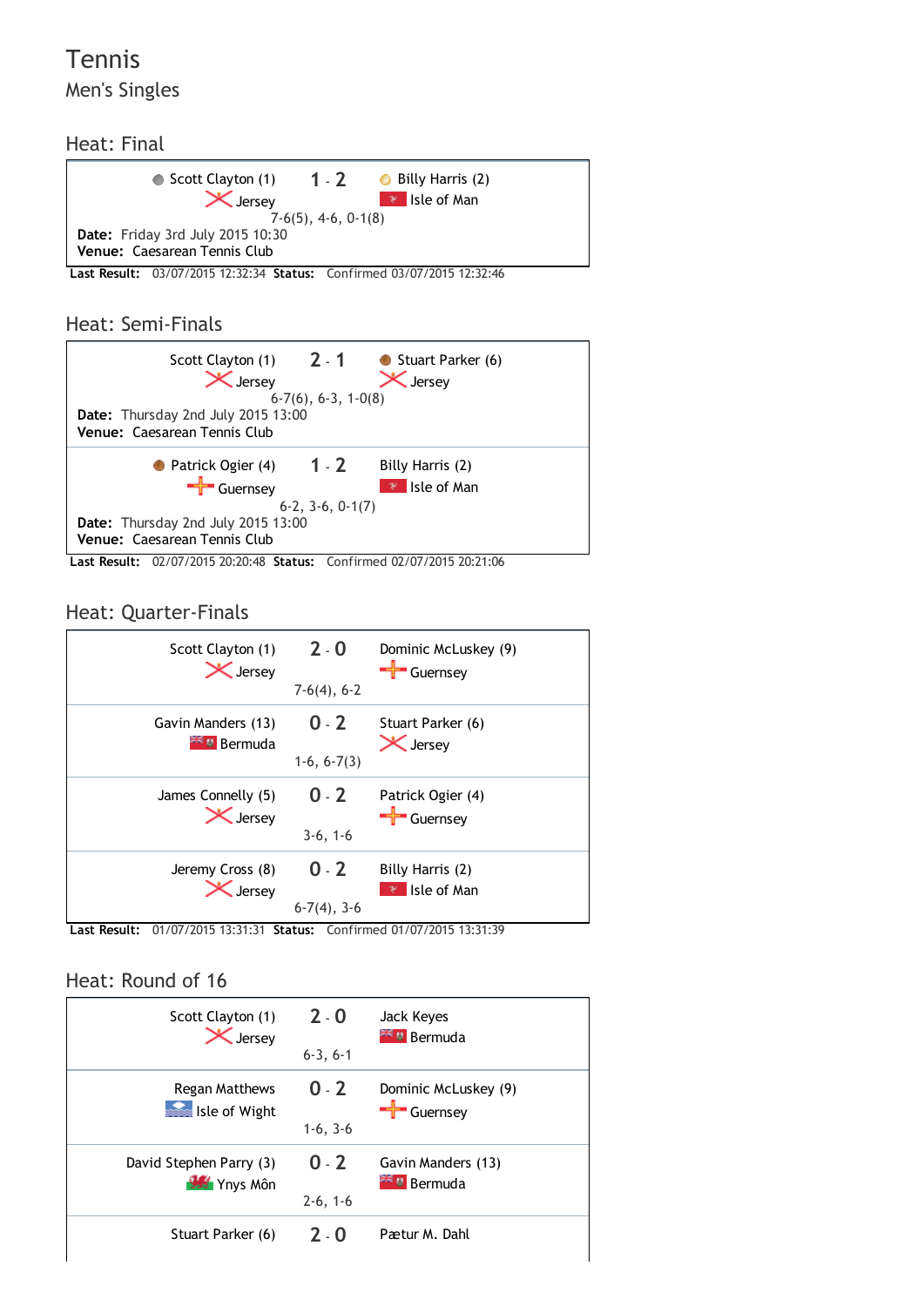# Tennis

## Men's Singles

### Heat: Final

| | | |
|---|---|---|
| Scott Clayton (1) Jersey | 1 - 2 | Billy Harris (2) Isle of Man |
| | 7-6(5), 4-6, 0-1(8) | |

**Date:** Friday 3rd July 2015 10:30
**Venue:** Caesarean Tennis Club

**Last Result:** 03/07/2015 12:32:34 **Status:** Confirmed 03/07/2015 12:32:46

### Heat: Semi-Finals

| | | |
|---|---|---|
| Scott Clayton (1) Jersey | 2 - 1 | Stuart Parker (6) Jersey |
| | 6-7(6), 6-3, 1-0(8) | |

**Date:** Thursday 2nd July 2015 13:00
**Venue:** Caesarean Tennis Club

| | | |
|---|---|---|
| Patrick Ogier (4) Guernsey | 1 - 2 | Billy Harris (2) Isle of Man |
| | 6-2, 3-6, 0-1(7) | |

**Date:** Thursday 2nd July 2015 13:00
**Venue:** Caesarean Tennis Club

**Last Result:** 02/07/2015 20:20:48 **Status:** Confirmed 02/07/2015 20:21:06

### Heat: Quarter-Finals

| | | |
|---|---|---|
| Scott Clayton (1) Jersey | 2 - 0 | Dominic McLuskey (9) Guernsey |
| | 7-6(4), 6-2 | |
| Gavin Manders (13) Bermuda | 0 - 2 | Stuart Parker (6) Jersey |
| | 1-6, 6-7(3) | |
| James Connelly (5) Jersey | 0 - 2 | Patrick Ogier (4) Guernsey |
| | 3-6, 1-6 | |
| Jeremy Cross (8) Jersey | 0 - 2 | Billy Harris (2) Isle of Man |
| | 6-7(4), 3-6 | |

**Last Result:** 01/07/2015 13:31:31 **Status:** Confirmed 01/07/2015 13:31:39

### Heat: Round of 16

| | | |
|---|---|---|
| Scott Clayton (1) Jersey | 2 - 0 | Jack Keyes Bermuda |
| | 6-3, 6-1 | |
| Regan Matthews Isle of Wight | 0 - 2 | Dominic McLuskey (9) Guernsey |
| | 1-6, 3-6 | |
| David Stephen Parry (3) Ynys Môn | 0 - 2 | Gavin Manders (13) Bermuda |
| | 2-6, 1-6 | |
| Stuart Parker (6) | 2 - 0 | Pætur M. Dahl |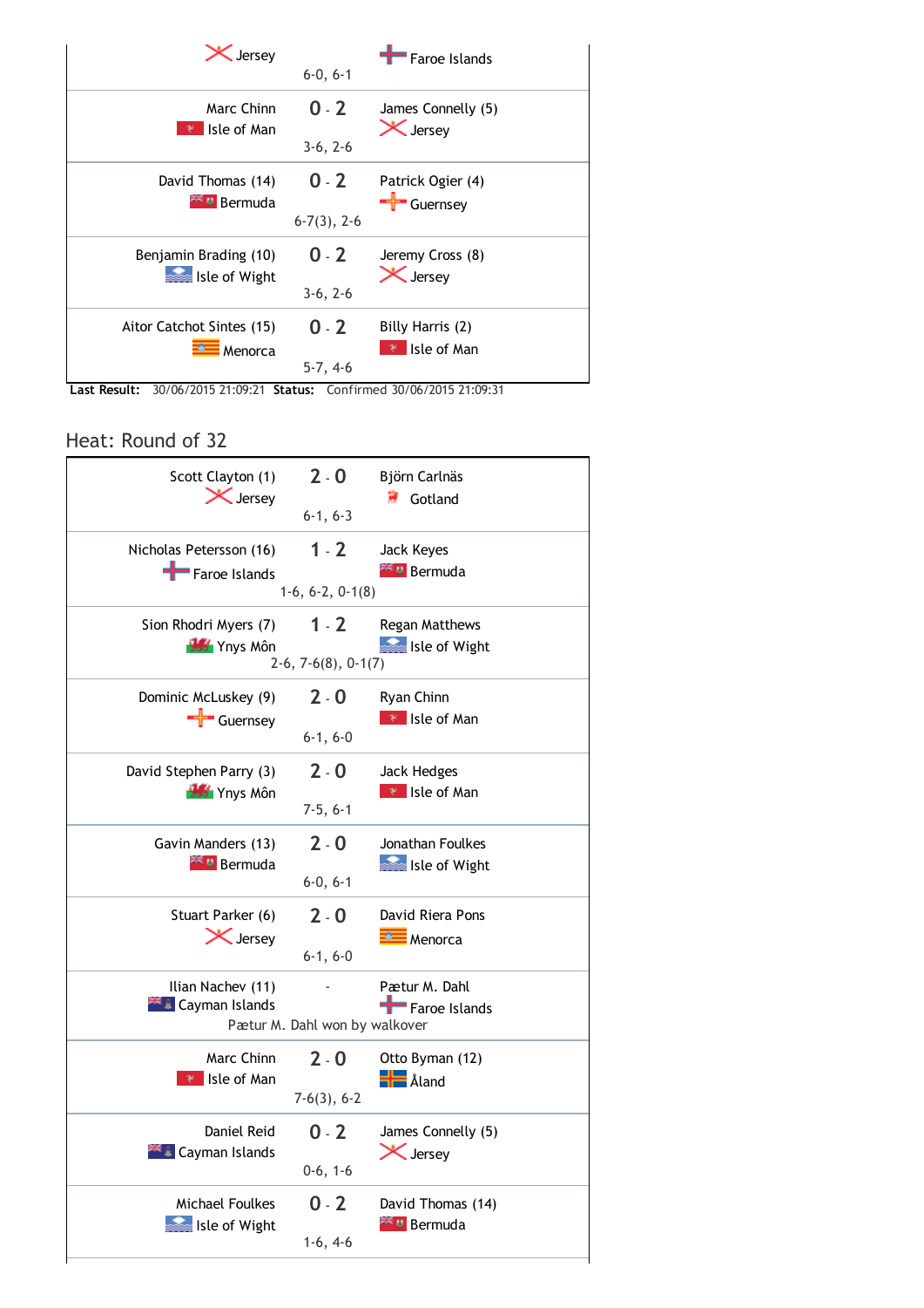| Player 1 | Score | Player 2 |
|---|---|---|
| Jersey | 6-0, 6-1 | Faroe Islands |
| Marc Chinn<br>Isle of Man | 0 - 2<br>3-6, 2-6 | James Connelly (5)<br>Jersey |
| David Thomas (14)<br>Bermuda | 0 - 2<br>6-7(3), 2-6 | Patrick Ogier (4)<br>Guernsey |
| Benjamin Brading (10)<br>Isle of Wight | 0 - 2<br>3-6, 2-6 | Jeremy Cross (8)<br>Jersey |
| Aitor Catchot Sintes (15)<br>Menorca | 0 - 2<br>5-7, 4-6 | Billy Harris (2)<br>Isle of Man |

**Last Result:** 30/06/2015 21:09:21 **Status:** Confirmed 30/06/2015 21:09:31

## Heat: Round of 32

| Player 1 | Score | Player 2 |
|---|---|---|
| Scott Clayton (1)<br>Jersey | 2 - 0<br>6-1, 6-3 | Björn Carlnäs<br>Gotland |
| Nicholas Petersson (16)<br>Faroe Islands | 1 - 2<br>1-6, 6-2, 0-1(8) | Jack Keyes<br>Bermuda |
| Sion Rhodri Myers (7)<br>Ynys Môn | 1 - 2<br>2-6, 7-6(8), 0-1(7) | Regan Matthews<br>Isle of Wight |
| Dominic McLuskey (9)<br>Guernsey | 2 - 0<br>6-1, 6-0 | Ryan Chinn<br>Isle of Man |
| David Stephen Parry (3)<br>Ynys Môn | 2 - 0<br>7-5, 6-1 | Jack Hedges<br>Isle of Man |
| Gavin Manders (13)<br>Bermuda | 2 - 0<br>6-0, 6-1 | Jonathan Foulkes<br>Isle of Wight |
| Stuart Parker (6)<br>Jersey | 2 - 0<br>6-1, 6-0 | David Riera Pons<br>Menorca |
| Ilian Nachev (11)<br>Cayman Islands | -<br>Pætur M. Dahl won by walkover | Pætur M. Dahl<br>Faroe Islands |
| Marc Chinn<br>Isle of Man | 2 - 0<br>7-6(3), 6-2 | Otto Byman (12)<br>Åland |
| Daniel Reid<br>Cayman Islands | 0 - 2<br>0-6, 1-6 | James Connelly (5)<br>Jersey |
| Michael Foulkes<br>Isle of Wight | 0 - 2<br>1-6, 4-6 | David Thomas (14)<br>Bermuda |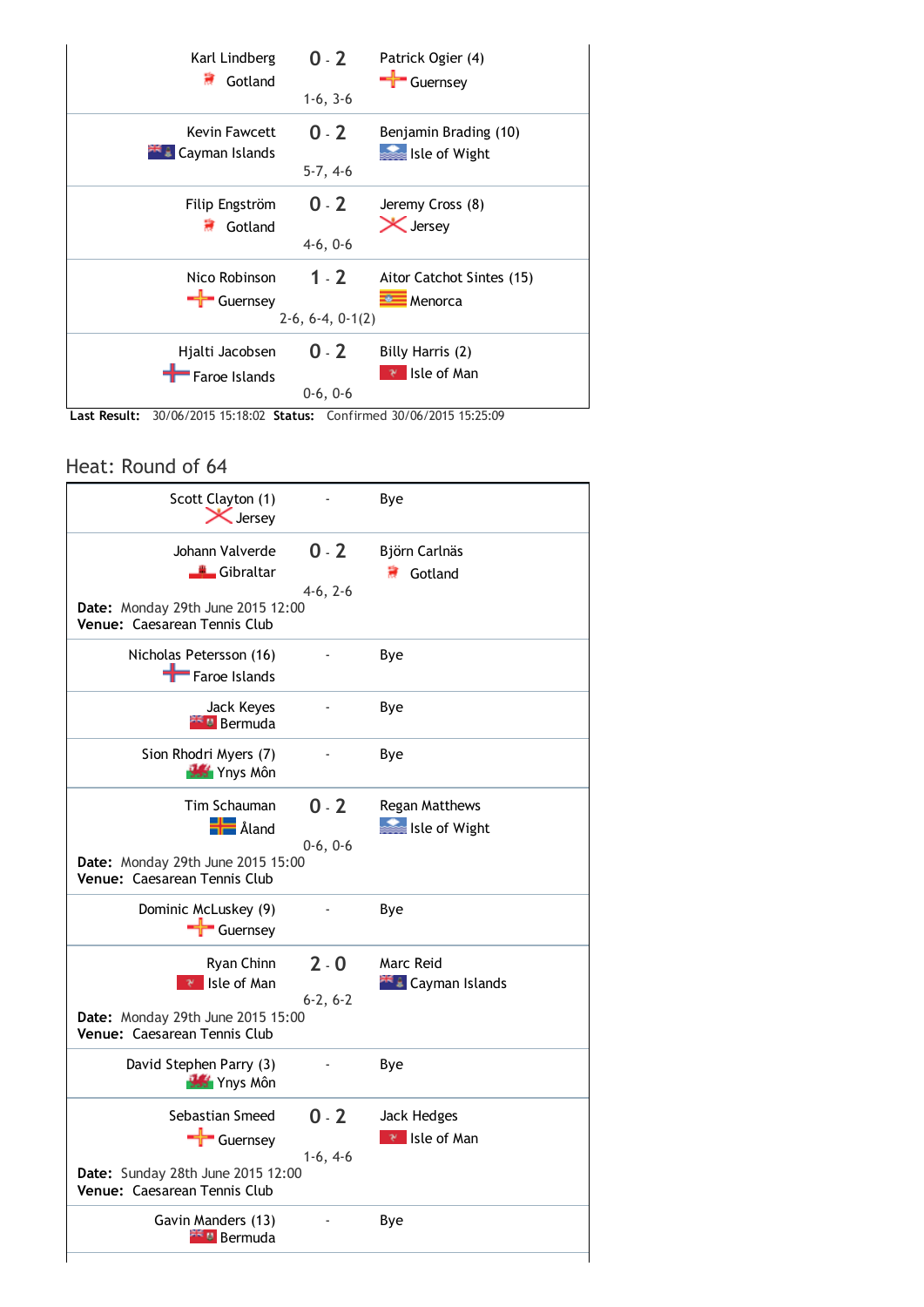| Player 1 | Score | Player 2 |
|---|---|---|
| Karl Lindberg<br>Gotland | 0 - 2<br>1-6, 3-6 | Patrick Ogier (4)<br>Guernsey |
| Kevin Fawcett<br>Cayman Islands | 0 - 2<br>5-7, 4-6 | Benjamin Brading (10)<br>Isle of Wight |
| Filip Engström<br>Gotland | 0 - 2<br>4-6, 0-6 | Jeremy Cross (8)<br>Jersey |
| Nico Robinson<br>Guernsey | 1 - 2<br>2-6, 6-4, 0-1(2) | Aitor Catchot Sintes (15)<br>Menorca |
| Hjalti Jacobsen<br>Faroe Islands | 0 - 2<br>0-6, 0-6 | Billy Harris (2)<br>Isle of Man |

**Last Result:** 30/06/2015 15:18:02 **Status:** Confirmed 30/06/2015 15:25:09

## Heat: Round of 64

| Player 1 | Score | Player 2 |
|---|---|---|
| Scott Clayton (1)<br>Jersey | - | Bye |
| Johann Valverde<br>Gibraltar | 0 - 2<br>4-6, 2-6 | Björn Carlnäs<br>Gotland |
| **Date:** Monday 29th June 2015 12:00<br>**Venue:** Caesarean Tennis Club | | |
| Nicholas Petersson (16)<br>Faroe Islands | - | Bye |
| Jack Keyes<br>Bermuda | - | Bye |
| Sion Rhodri Myers (7)<br>Ynys Môn | - | Bye |
| Tim Schauman<br>Åland | 0 - 2<br>0-6, 0-6 | Regan Matthews<br>Isle of Wight |
| **Date:** Monday 29th June 2015 15:00<br>**Venue:** Caesarean Tennis Club | | |
| Dominic McLuskey (9)<br>Guernsey | - | Bye |
| Ryan Chinn<br>Isle of Man | 2 - 0<br>6-2, 6-2 | Marc Reid<br>Cayman Islands |
| **Date:** Monday 29th June 2015 15:00<br>**Venue:** Caesarean Tennis Club | | |
| David Stephen Parry (3)<br>Ynys Môn | - | Bye |
| Sebastian Smeed<br>Guernsey | 0 - 2<br>1-6, 4-6 | Jack Hedges<br>Isle of Man |
| **Date:** Sunday 28th June 2015 12:00<br>**Venue:** Caesarean Tennis Club | | |
| Gavin Manders (13)<br>Bermuda | - | Bye |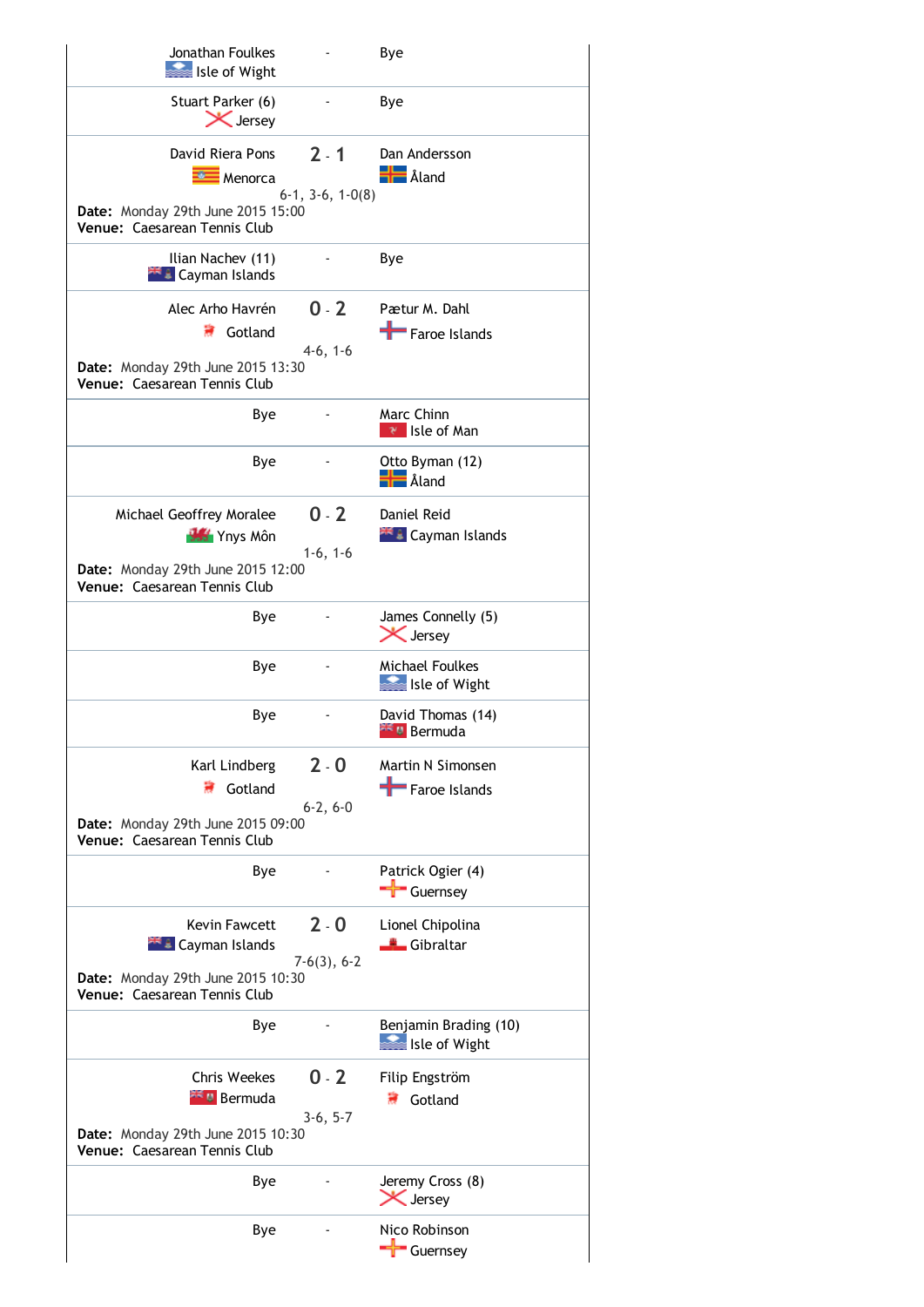| Player 1 | Score | Player 2 |
|---|---|---|
| Jonathan Foulkes<br>Isle of Wight | - | Bye |
| Stuart Parker (6)<br>Jersey | - | Bye |
| David Riera Pons<br>Menorca | 2 - 1<br>6-1, 3-6, 1-0(8) | Dan Andersson<br>Åland |
| **Date:** Monday 29th June 2015 15:00<br>**Venue:** Caesarean Tennis Club | | |
| Ilian Nachev (11)<br>Cayman Islands | - | Bye |
| Alec Arho Havrén<br>Gotland | 0 - 2<br>4-6, 1-6 | Pætur M. Dahl<br>Faroe Islands |
| **Date:** Monday 29th June 2015 13:30<br>**Venue:** Caesarean Tennis Club | | |
| Bye | - | Marc Chinn<br>Isle of Man |
| Bye | - | Otto Byman (12)<br>Åland |
| Michael Geoffrey Moralee<br>Ynys Môn | 0 - 2<br>1-6, 1-6 | Daniel Reid<br>Cayman Islands |
| **Date:** Monday 29th June 2015 12:00<br>**Venue:** Caesarean Tennis Club | | |
| Bye | - | James Connelly (5)<br>Jersey |
| Bye | - | Michael Foulkes<br>Isle of Wight |
| Bye | - | David Thomas (14)<br>Bermuda |
| Karl Lindberg<br>Gotland | 2 - 0<br>6-2, 6-0 | Martin N Simonsen<br>Faroe Islands |
| **Date:** Monday 29th June 2015 09:00<br>**Venue:** Caesarean Tennis Club | | |
| Bye | - | Patrick Ogier (4)<br>Guernsey |
| Kevin Fawcett<br>Cayman Islands | 2 - 0<br>7-6(3), 6-2 | Lionel Chipolina<br>Gibraltar |
| **Date:** Monday 29th June 2015 10:30<br>**Venue:** Caesarean Tennis Club | | |
| Bye | - | Benjamin Brading (10)<br>Isle of Wight |
| Chris Weekes<br>Bermuda | 0 - 2<br>3-6, 5-7 | Filip Engström<br>Gotland |
| **Date:** Monday 29th June 2015 10:30<br>**Venue:** Caesarean Tennis Club | | |
| Bye | - | Jeremy Cross (8)<br>Jersey |
| Bye | - | Nico Robinson<br>Guernsey |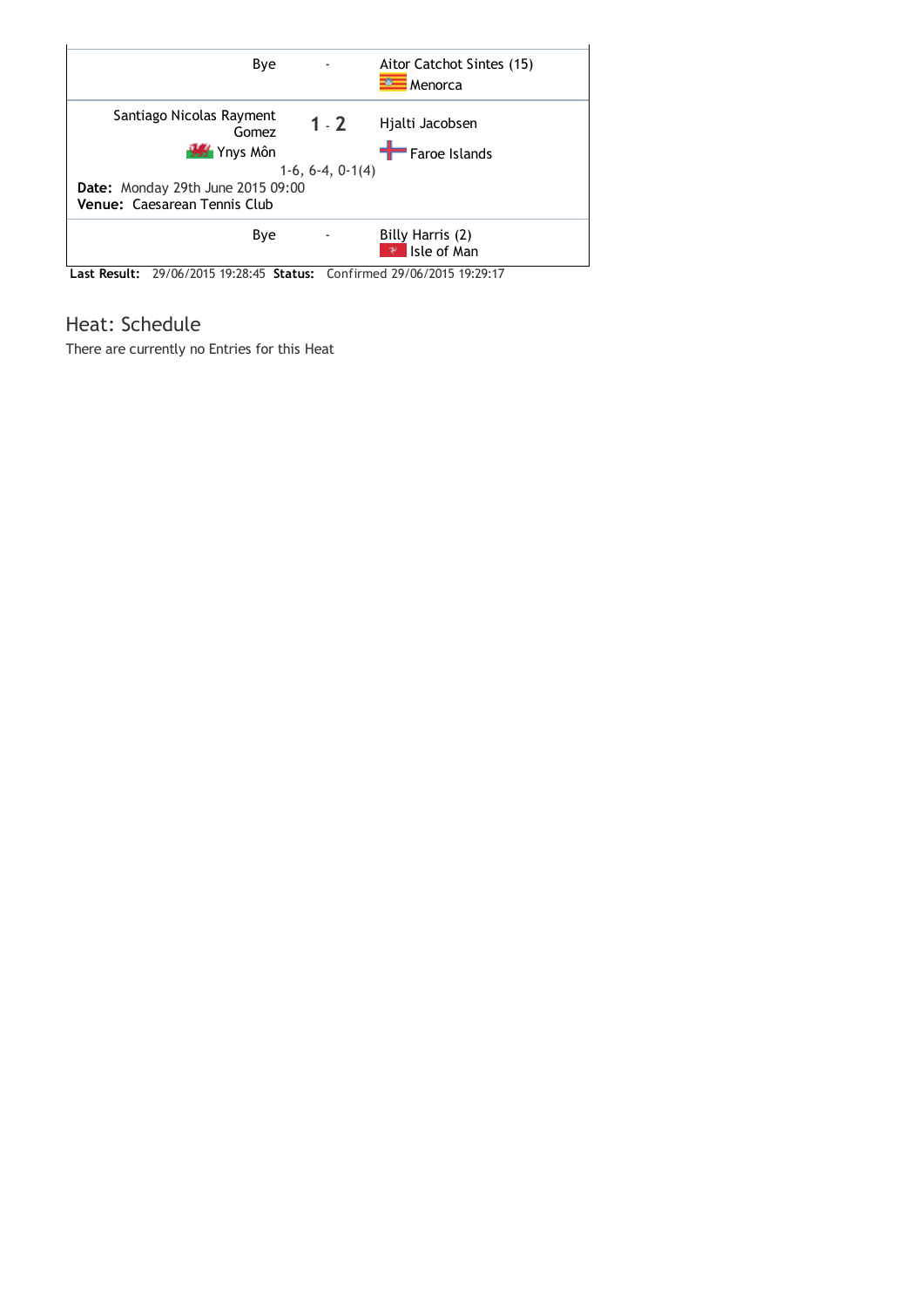| | | |
|---|---|---|
| Bye | - | Aitor Catchot Sintes (15)<br>Menorca |
| Santiago Nicolas Rayment Gomez<br>Ynys Môn | **1** - **2**<br>1-6, 6-4, 0-1(4) | Hjalti Jacobsen<br>Faroe Islands |
| **Date:** Monday 29th June 2015 09:00<br>**Venue:** Caesarean Tennis Club | | |
| Bye | - | Billy Harris (2)<br>Isle of Man |

**Last Result:** 29/06/2015 19:28:45 **Status:** Confirmed 29/06/2015 19:29:17

## Heat: Schedule

There are currently no Entries for this Heat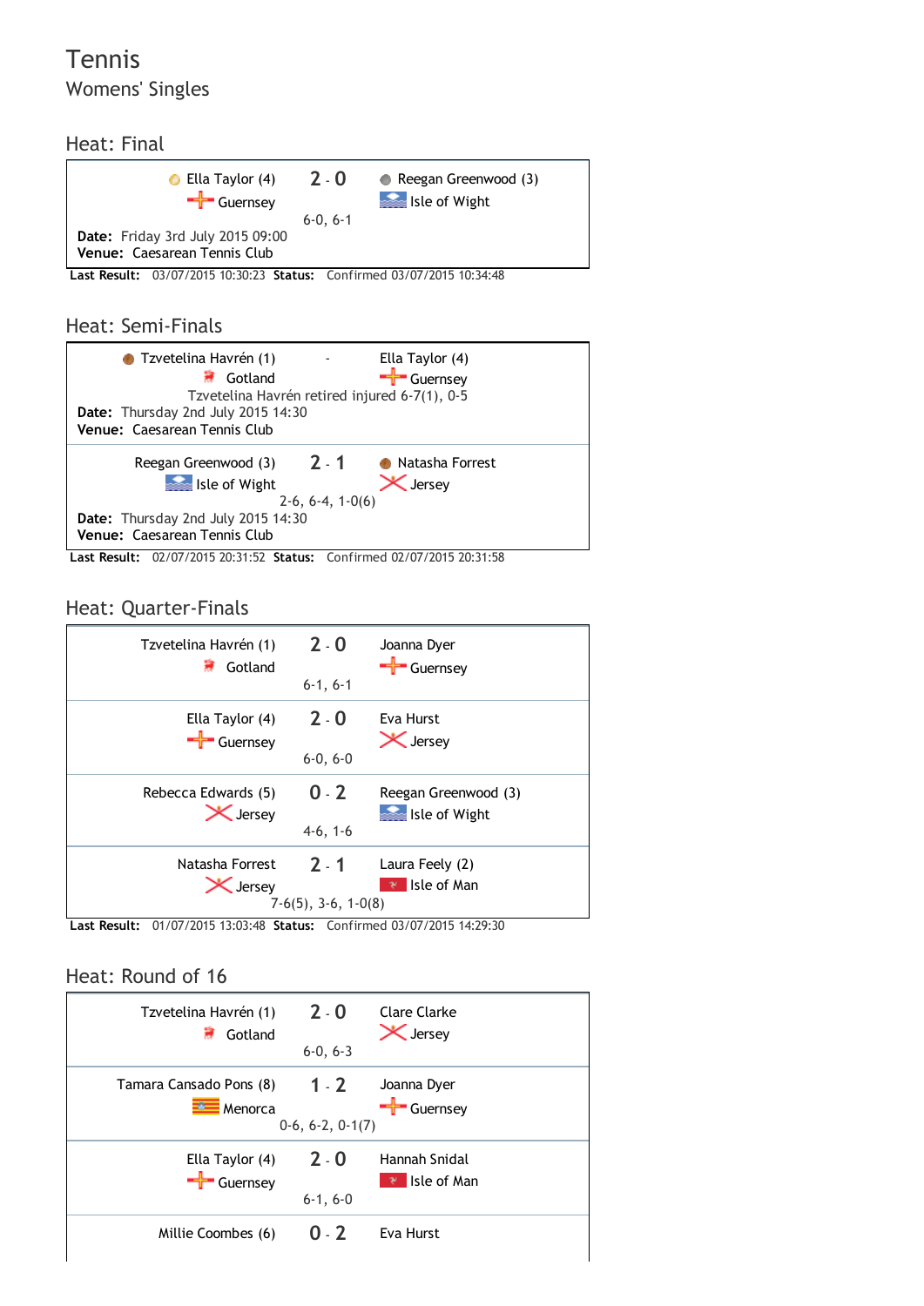# Tennis

## Womens' Singles

### Heat: Final

| Player | Score | Player |
|---|---|---|
| Ella Taylor (4) Guernsey | 2 - 0 6-0, 6-1 | Reegan Greenwood (3) Isle of Wight |

**Date:** Friday 3rd July 2015 09:00
**Venue:** Caesarean Tennis Club

**Last Result:** 03/07/2015 10:30:23 **Status:** Confirmed 03/07/2015 10:34:48

### Heat: Semi-Finals

| Player | Score | Player |
|---|---|---|
| Tzvetelina Havrén (1) Gotland | - Tzvetelina Havrén retired injured 6-7(1), 0-5 | Ella Taylor (4) Guernsey |

**Date:** Thursday 2nd July 2015 14:30
**Venue:** Caesarean Tennis Club

| Player | Score | Player |
|---|---|---|
| Reegan Greenwood (3) Isle of Wight | 2 - 1 2-6, 6-4, 1-0(6) | Natasha Forrest Jersey |

**Date:** Thursday 2nd July 2015 14:30
**Venue:** Caesarean Tennis Club

**Last Result:** 02/07/2015 20:31:52 **Status:** Confirmed 02/07/2015 20:31:58

### Heat: Quarter-Finals

| Player | Score | Player |
|---|---|---|
| Tzvetelina Havrén (1) Gotland | 2 - 0 6-1, 6-1 | Joanna Dyer Guernsey |
| Ella Taylor (4) Guernsey | 2 - 0 6-0, 6-0 | Eva Hurst Jersey |
| Rebecca Edwards (5) Jersey | 0 - 2 4-6, 1-6 | Reegan Greenwood (3) Isle of Wight |
| Natasha Forrest Jersey | 2 - 1 7-6(5), 3-6, 1-0(8) | Laura Feely (2) Isle of Man |

**Last Result:** 01/07/2015 13:03:48 **Status:** Confirmed 03/07/2015 14:29:30

### Heat: Round of 16

| Player | Score | Player |
|---|---|---|
| Tzvetelina Havrén (1) Gotland | 2 - 0 6-0, 6-3 | Clare Clarke Jersey |
| Tamara Cansado Pons (8) Menorca | 1 - 2 0-6, 6-2, 0-1(7) | Joanna Dyer Guernsey |
| Ella Taylor (4) Guernsey | 2 - 0 6-1, 6-0 | Hannah Snidal Isle of Man |
| Millie Coombes (6) | 0 - 2 | Eva Hurst |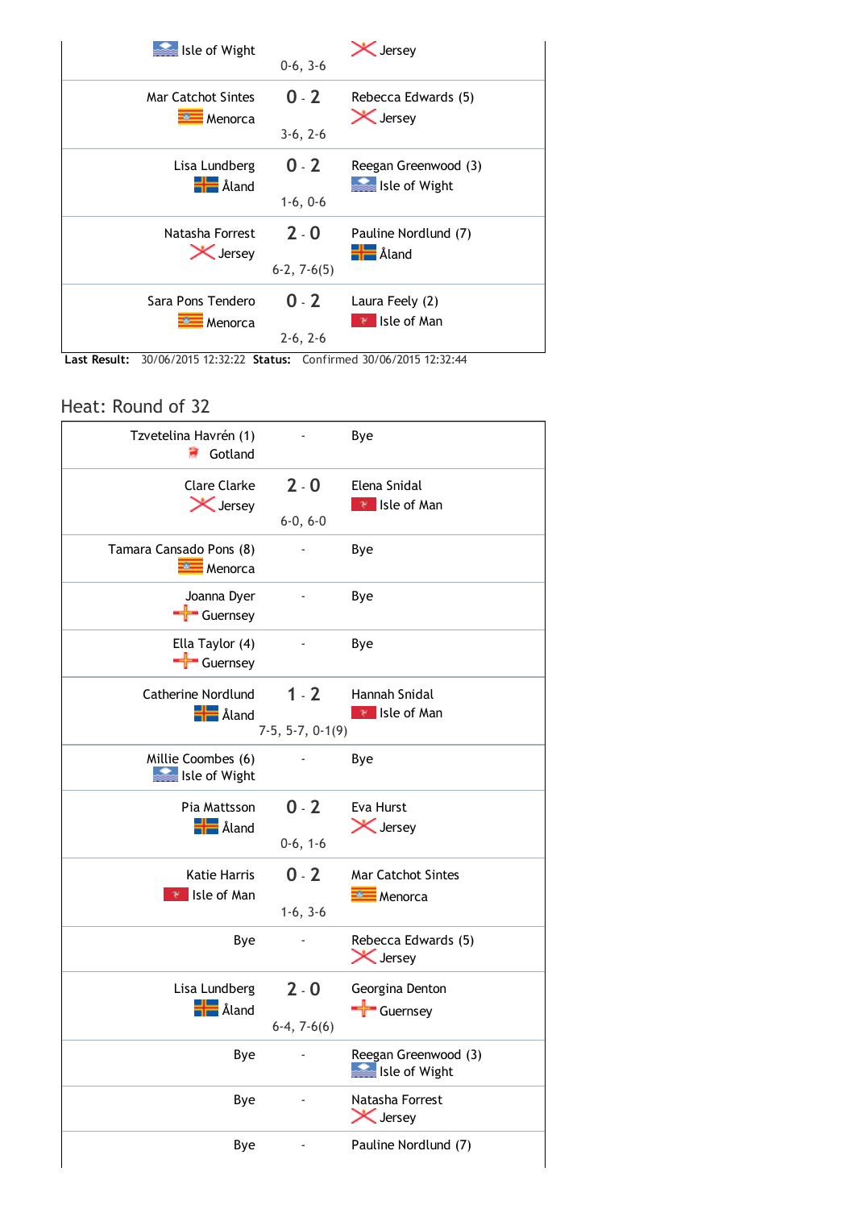| Player 1 | Score | Player 2 |
| --- | --- | --- |
| Isle of Wight<br>0-6, 3-6 | | Jersey |
| Mar Catchot Sintes<br>Menorca | 0 - 2<br>3-6, 2-6 | Rebecca Edwards (5)<br>Jersey |
| Lisa Lundberg<br>Åland | 0 - 2<br>1-6, 0-6 | Reegan Greenwood (3)<br>Isle of Wight |
| Natasha Forrest<br>Jersey | 2 - 0<br>6-2, 7-6(5) | Pauline Nordlund (7)<br>Åland |
| Sara Pons Tendero<br>Menorca | 0 - 2<br>2-6, 2-6 | Laura Feely (2)<br>Isle of Man |

**Last Result:** 30/06/2015 12:32:22 **Status:** Confirmed 30/06/2015 12:32:44

## Heat: Round of 32

| Player 1 | Score | Player 2 |
| --- | --- | --- |
| Tzvetelina Havrén (1)<br>Gotland | - | Bye |
| Clare Clarke<br>Jersey | 2 - 0<br>6-0, 6-0 | Elena Snidal<br>Isle of Man |
| Tamara Cansado Pons (8)<br>Menorca | - | Bye |
| Joanna Dyer<br>Guernsey | - | Bye |
| Ella Taylor (4)<br>Guernsey | - | Bye |
| Catherine Nordlund<br>Åland | 1 - 2<br>7-5, 5-7, 0-1(9) | Hannah Snidal<br>Isle of Man |
| Millie Coombes (6)<br>Isle of Wight | - | Bye |
| Pia Mattsson<br>Åland | 0 - 2<br>0-6, 1-6 | Eva Hurst<br>Jersey |
| Katie Harris<br>Isle of Man | 0 - 2<br>1-6, 3-6 | Mar Catchot Sintes<br>Menorca |
| Bye | - | Rebecca Edwards (5)<br>Jersey |
| Lisa Lundberg<br>Åland | 2 - 0<br>6-4, 7-6(6) | Georgina Denton<br>Guernsey |
| Bye | - | Reegan Greenwood (3)<br>Isle of Wight |
| Bye | - | Natasha Forrest<br>Jersey |
| Bye | - | Pauline Nordlund (7) |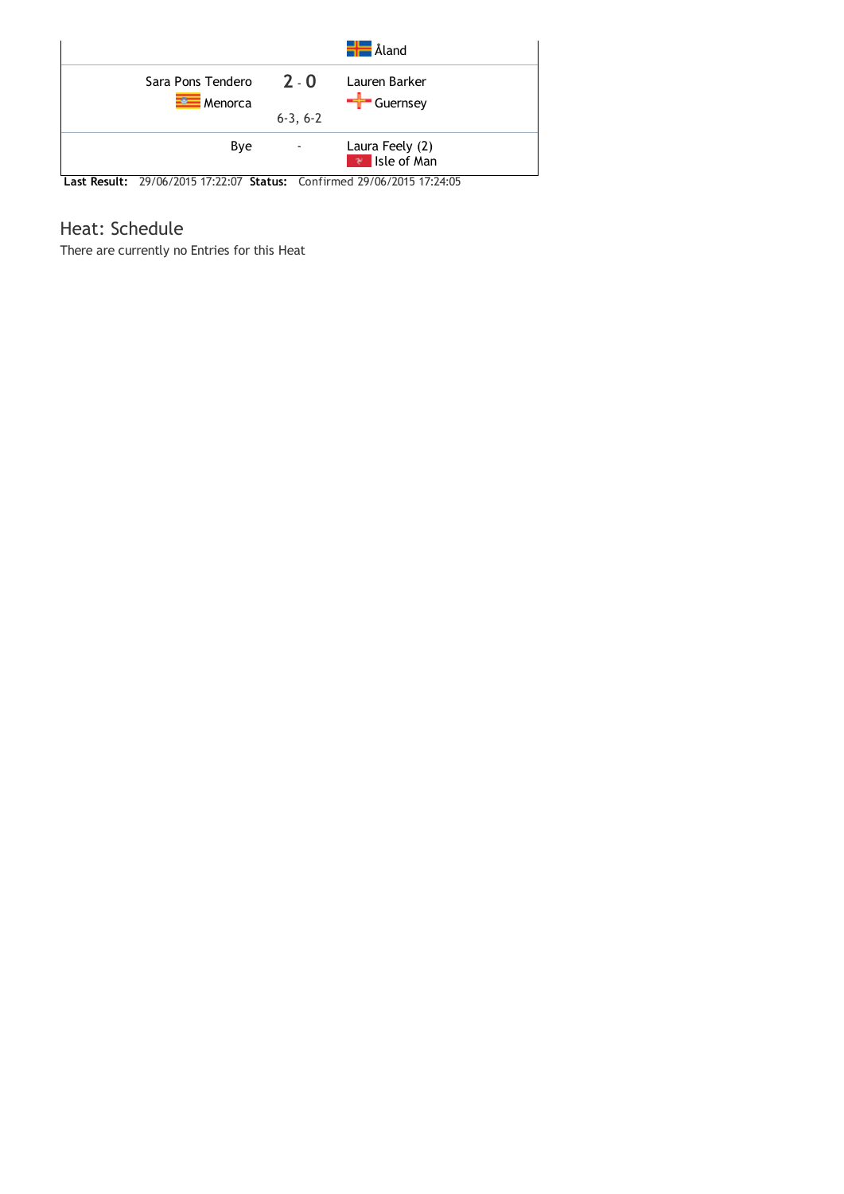| | | |
|---|---|---|
| | | Åland |
| Sara Pons Tendero<br>Menorca | 2 - 0<br>6-3, 6-2 | Lauren Barker<br>Guernsey |
| Bye | - | Laura Feely (2)<br>Isle of Man |

**Last Result:** 29/06/2015 17:22:07 **Status:** Confirmed 29/06/2015 17:24:05

## Heat: Schedule

There are currently no Entries for this Heat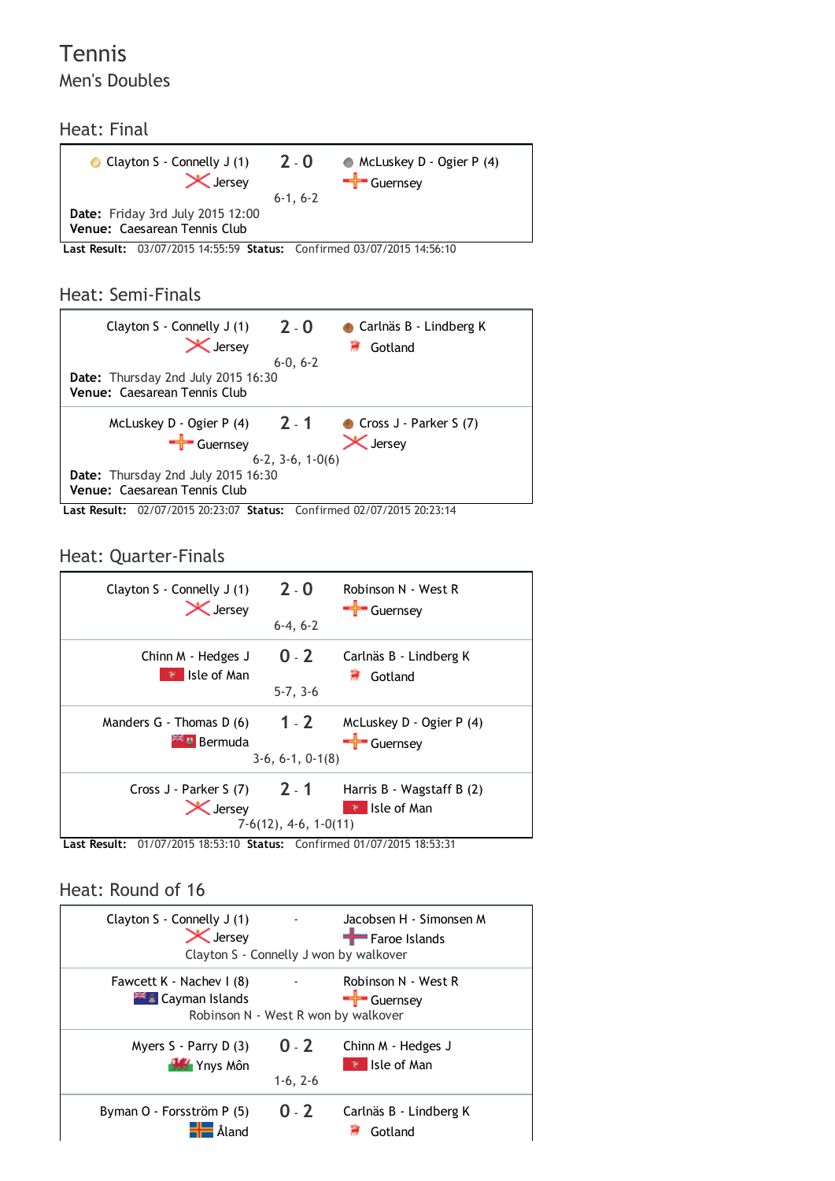# Tennis

Men's Doubles

## Heat: Final

| | | |
|---|---|---|
| Clayton S - Connelly J (1) Jersey | 2 - 0 6-1, 6-2 | McLuskey D - Ogier P (4) Guernsey |

**Date:** Friday 3rd July 2015 12:00
**Venue:** Caesarean Tennis Club

**Last Result:** 03/07/2015 14:55:59 **Status:** Confirmed 03/07/2015 14:56:10

## Heat: Semi-Finals

| | | |
|---|---|---|
| Clayton S - Connelly J (1) Jersey | 2 - 0 6-0, 6-2 | Carlnäs B - Lindberg K Gotland |

**Date:** Thursday 2nd July 2015 16:30
**Venue:** Caesarean Tennis Club

| | | |
|---|---|---|
| McLuskey D - Ogier P (4) Guernsey | 2 - 1 6-2, 3-6, 1-0(6) | Cross J - Parker S (7) Jersey |

**Date:** Thursday 2nd July 2015 16:30
**Venue:** Caesarean Tennis Club

**Last Result:** 02/07/2015 20:23:07 **Status:** Confirmed 02/07/2015 20:23:14

## Heat: Quarter-Finals

| | | |
|---|---|---|
| Clayton S - Connelly J (1) Jersey | 2 - 0 6-4, 6-2 | Robinson N - West R Guernsey |
| Chinn M - Hedges J Isle of Man | 0 - 2 5-7, 3-6 | Carlnäs B - Lindberg K Gotland |
| Manders G - Thomas D (6) Bermuda | 1 - 2 3-6, 6-1, 0-1(8) | McLuskey D - Ogier P (4) Guernsey |
| Cross J - Parker S (7) Jersey | 2 - 1 7-6(12), 4-6, 1-0(11) | Harris B - Wagstaff B (2) Isle of Man |

**Last Result:** 01/07/2015 18:53:10 **Status:** Confirmed 01/07/2015 18:53:31

## Heat: Round of 16

| | | |
|---|---|---|
| Clayton S - Connelly J (1) Jersey | - Clayton S - Connelly J won by walkover | Jacobsen H - Simonsen M Faroe Islands |
| Fawcett K - Nachev I (8) Cayman Islands | - Robinson N - West R won by walkover | Robinson N - West R Guernsey |
| Myers S - Parry D (3) Ynys Môn | 0 - 2 1-6, 2-6 | Chinn M - Hedges J Isle of Man |
| Byman O - Forsström P (5) Åland | 0 - 2 | Carlnäs B - Lindberg K Gotland |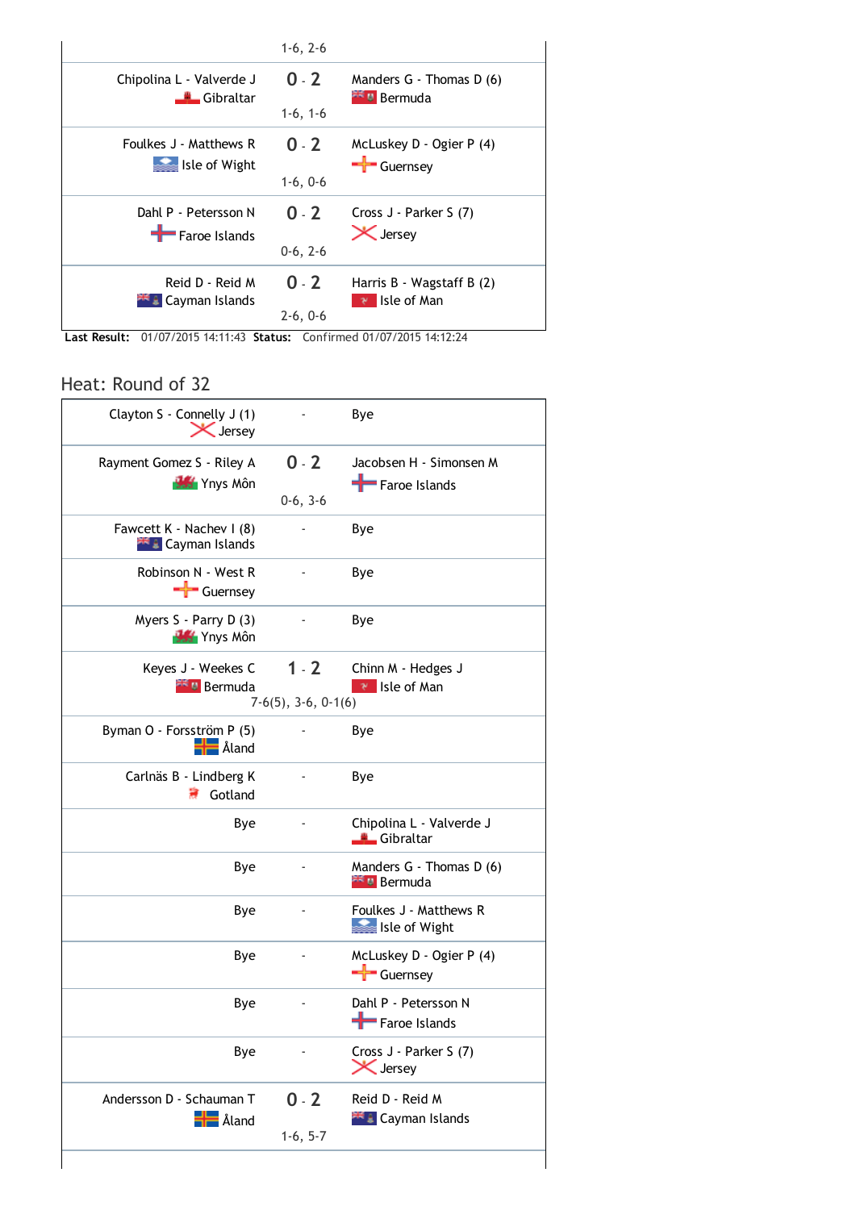| Team 1 | Score | Team 2 |
|---|---|---|
| | 1-6, 2-6 | |
| Chipolina L - Valverde J<br>Gibraltar | 0 - 2<br>1-6, 1-6 | Manders G - Thomas D (6)<br>Bermuda |
| Foulkes J - Matthews R<br>Isle of Wight | 0 - 2<br>1-6, 0-6 | McLuskey D - Ogier P (4)<br>Guernsey |
| Dahl P - Petersson N<br>Faroe Islands | 0 - 2<br>0-6, 2-6 | Cross J - Parker S (7)<br>Jersey |
| Reid D - Reid M<br>Cayman Islands | 0 - 2<br>2-6, 0-6 | Harris B - Wagstaff B (2)<br>Isle of Man |

**Last Result:** 01/07/2015 14:11:43 **Status:** Confirmed 01/07/2015 14:12:24

## Heat: Round of 32

| Team 1 | Score | Team 2 |
|---|---|---|
| Clayton S - Connelly J (1)<br>Jersey | - | Bye |
| Rayment Gomez S - Riley A<br>Ynys Môn | 0 - 2<br>0-6, 3-6 | Jacobsen H - Simonsen M<br>Faroe Islands |
| Fawcett K - Nachev I (8)<br>Cayman Islands | - | Bye |
| Robinson N - West R<br>Guernsey | - | Bye |
| Myers S - Parry D (3)<br>Ynys Môn | - | Bye |
| Keyes J - Weekes C<br>Bermuda | 1 - 2<br>7-6(5), 3-6, 0-1(6) | Chinn M - Hedges J<br>Isle of Man |
| Byman O - Forsström P (5)<br>Åland | - | Bye |
| Carlnäs B - Lindberg K<br>Gotland | - | Bye |
| Bye | - | Chipolina L - Valverde J<br>Gibraltar |
| Bye | - | Manders G - Thomas D (6)<br>Bermuda |
| Bye | - | Foulkes J - Matthews R<br>Isle of Wight |
| Bye | - | McLuskey D - Ogier P (4)<br>Guernsey |
| Bye | - | Dahl P - Petersson N<br>Faroe Islands |
| Bye | - | Cross J - Parker S (7)<br>Jersey |
| Andersson D - Schauman T<br>Åland | 0 - 2<br>1-6, 5-7 | Reid D - Reid M<br>Cayman Islands |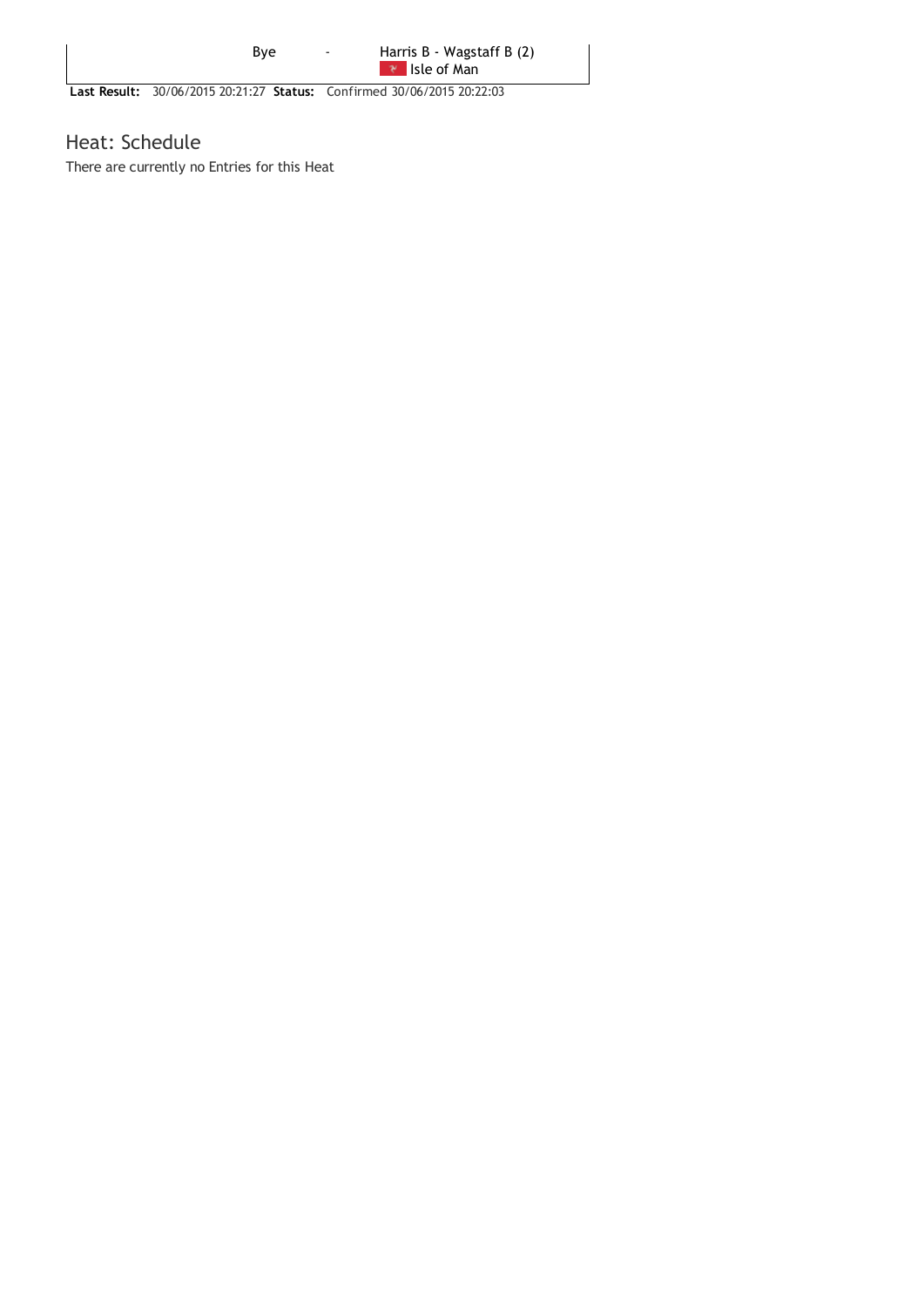| Bye | - | Harris B - Wagstaff B (2) Isle of Man |
|---|---|---|

**Last Result:** 30/06/2015 20:21:27 **Status:** Confirmed 30/06/2015 20:22:03

## Heat: Schedule

There are currently no Entries for this Heat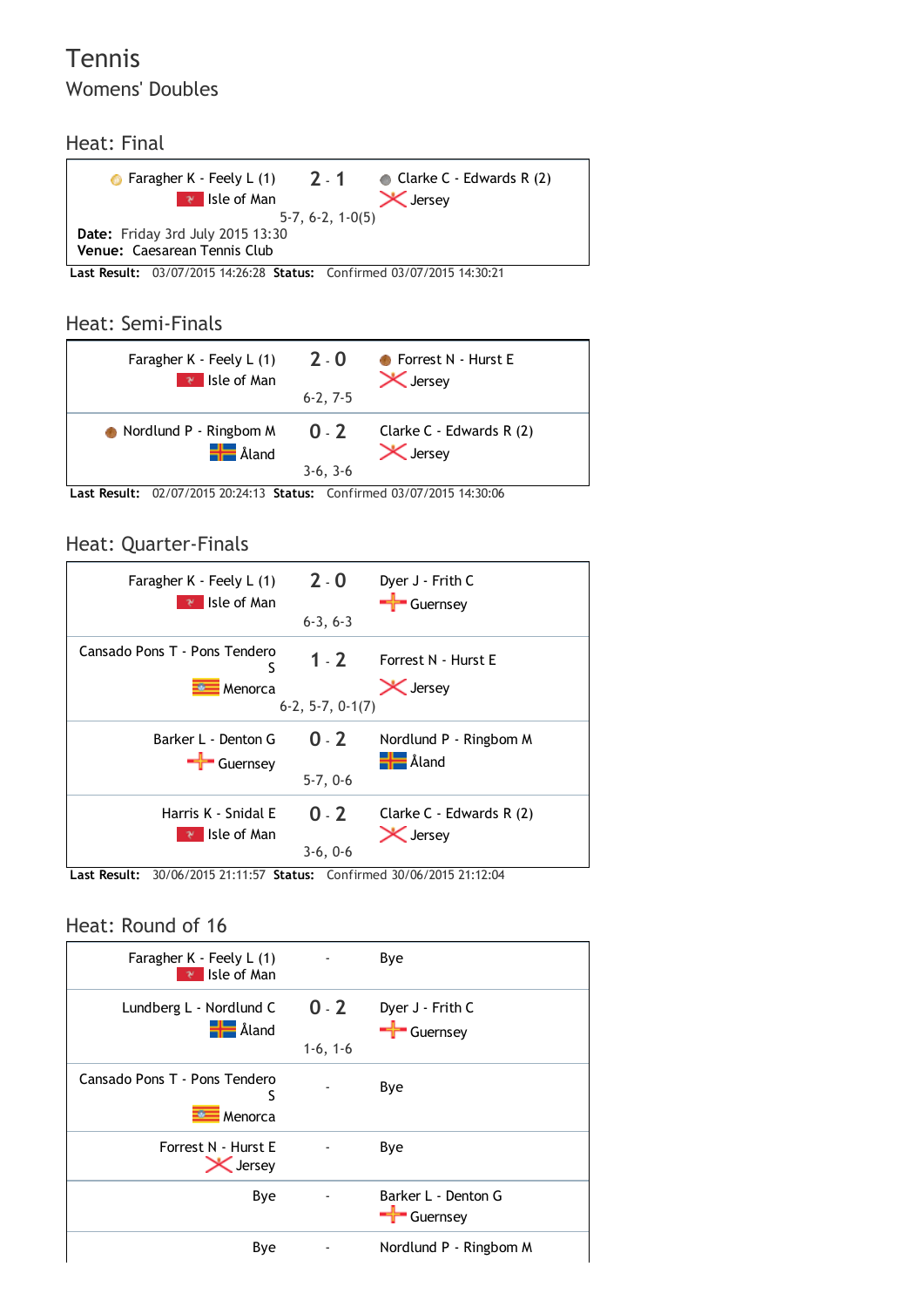# Tennis

## Womens' Doubles

### Heat: Final

| Team 1 | Score | Team 2 |
|---|---|---|
| Faragher K - Feely L (1) Isle of Man | 2 - 1 | Clarke C - Edwards R (2) Jersey |
| | 5-7, 6-2, 1-0(5) | |

**Date:** Friday 3rd July 2015 13:30
**Venue:** Caesarean Tennis Club

**Last Result:** 03/07/2015 14:26:28 **Status:** Confirmed 03/07/2015 14:30:21

### Heat: Semi-Finals

| Team 1 | Score | Team 2 |
|---|---|---|
| Faragher K - Feely L (1) Isle of Man | 2 - 0 (6-2, 7-5) | Forrest N - Hurst E Jersey |
| Nordlund P - Ringbom M Åland | 0 - 2 (3-6, 3-6) | Clarke C - Edwards R (2) Jersey |

**Last Result:** 02/07/2015 20:24:13 **Status:** Confirmed 03/07/2015 14:30:06

### Heat: Quarter-Finals

| Team 1 | Score | Team 2 |
|---|---|---|
| Faragher K - Feely L (1) Isle of Man | 2 - 0 (6-3, 6-3) | Dyer J - Frith C Guernsey |
| Cansado Pons T - Pons Tendero S Menorca | 1 - 2 (6-2, 5-7, 0-1(7)) | Forrest N - Hurst E Jersey |
| Barker L - Denton G Guernsey | 0 - 2 (5-7, 0-6) | Nordlund P - Ringbom M Åland |
| Harris K - Snidal E Isle of Man | 0 - 2 (3-6, 0-6) | Clarke C - Edwards R (2) Jersey |

**Last Result:** 30/06/2015 21:11:57 **Status:** Confirmed 30/06/2015 21:12:04

### Heat: Round of 16

| Team 1 | Score | Team 2 |
|---|---|---|
| Faragher K - Feely L (1) Isle of Man | - | Bye |
| Lundberg L - Nordlund C Åland | 0 - 2 (1-6, 1-6) | Dyer J - Frith C Guernsey |
| Cansado Pons T - Pons Tendero S Menorca | - | Bye |
| Forrest N - Hurst E Jersey | - | Bye |
| Bye | - | Barker L - Denton G Guernsey |
| Bye | - | Nordlund P - Ringbom M |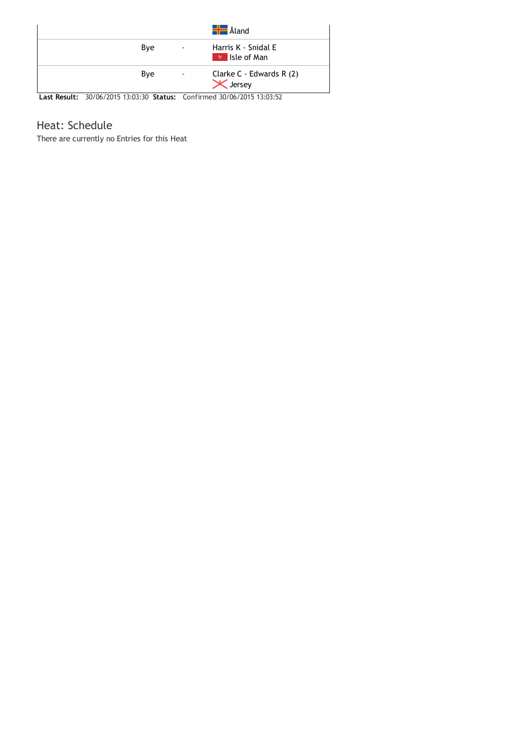| | | |
|---|---|---|
| | | Åland |
| Bye | - | Harris K - Snidal E<br>Isle of Man |
| Bye | - | Clarke C - Edwards R (2)<br>Jersey |

**Last Result:** 30/06/2015 13:03:30 **Status:** Confirmed 30/06/2015 13:03:52

## Heat: Schedule

There are currently no Entries for this Heat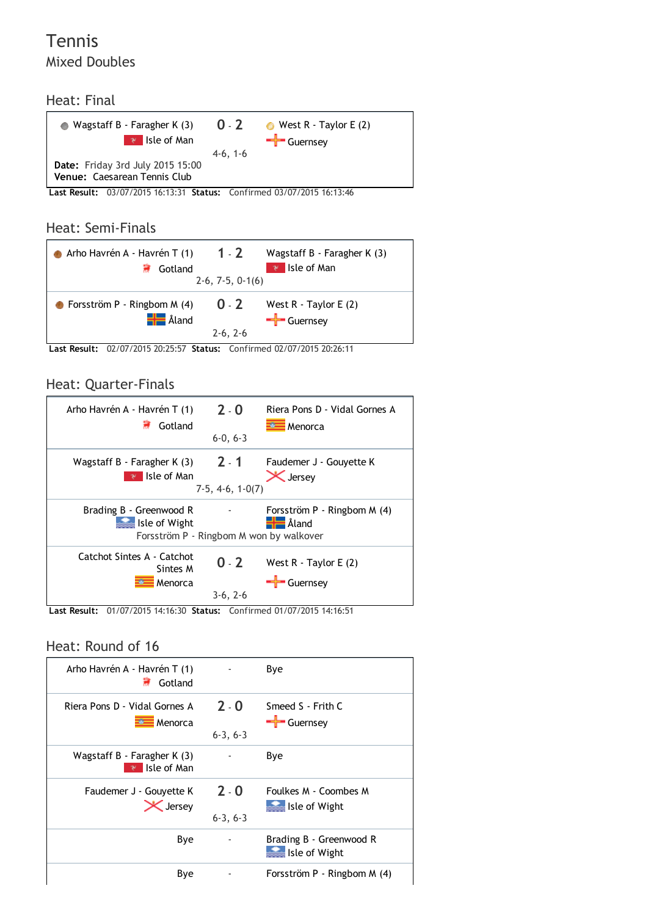# Tennis

## Mixed Doubles

### Heat: Final

| | Score | |
|---|---|---|
| Wagstaff B - Faragher K (3) Isle of Man | 0 - 2 | West R - Taylor E (2) Guernsey |
| | 4-6, 1-6 | |

**Date:** Friday 3rd July 2015 15:00
**Venue:** Caesarean Tennis Club

**Last Result:** 03/07/2015 16:13:31 **Status:** Confirmed 03/07/2015 16:13:46

### Heat: Semi-Finals

| | Score | |
|---|---|---|
| Arho Havrén A - Havrén T (1) Gotland | 1 - 2 | Wagstaff B - Faragher K (3) Isle of Man |
| | 2-6, 7-5, 0-1(6) | |
| Forsström P - Ringbom M (4) Åland | 0 - 2 | West R - Taylor E (2) Guernsey |
| | 2-6, 2-6 | |

**Last Result:** 02/07/2015 20:25:57 **Status:** Confirmed 02/07/2015 20:26:11

### Heat: Quarter-Finals

| | Score | |
|---|---|---|
| Arho Havrén A - Havrén T (1) Gotland | 2 - 0 | Riera Pons D - Vidal Gornes A Menorca |
| | 6-0, 6-3 | |
| Wagstaff B - Faragher K (3) Isle of Man | 2 - 1 | Faudemer J - Gouyette K Jersey |
| | 7-5, 4-6, 1-0(7) | |
| Brading B - Greenwood R Isle of Wight | - | Forsström P - Ringbom M (4) Åland |
| | Forsström P - Ringbom M won by walkover | |
| Catchot Sintes A - Catchot Sintes M Menorca | 0 - 2 | West R - Taylor E (2) Guernsey |
| | 3-6, 2-6 | |

**Last Result:** 01/07/2015 14:16:30 **Status:** Confirmed 01/07/2015 14:16:51

### Heat: Round of 16

| | Score | |
|---|---|---|
| Arho Havrén A - Havrén T (1) Gotland | - | Bye |
| Riera Pons D - Vidal Gornes A Menorca | 2 - 0 | Smeed S - Frith C Guernsey |
| | 6-3, 6-3 | |
| Wagstaff B - Faragher K (3) Isle of Man | - | Bye |
| Faudemer J - Gouyette K Jersey | 2 - 0 | Foulkes M - Coombes M Isle of Wight |
| | 6-3, 6-3 | |
| Bye | - | Brading B - Greenwood R Isle of Wight |
| Bye | - | Forsström P - Ringbom M (4) |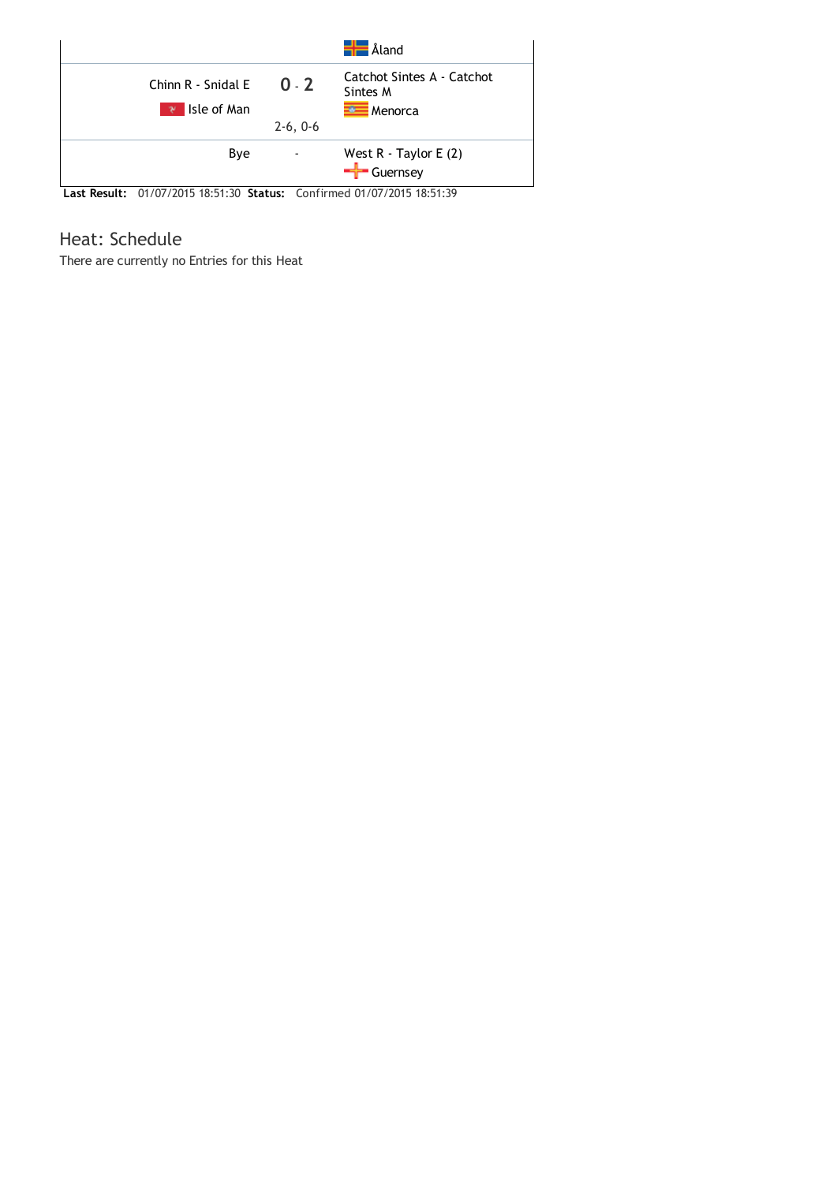| | | |
|---|---|---|
| | | Åland |
| Chinn R - Snidal E<br>Isle of Man | **0 - 2**<br><br>2-6, 0-6 | Catchot Sintes A - Catchot Sintes M<br>Menorca |
| Bye | - | West R - Taylor E (2)<br>Guernsey |

**Last Result:** 01/07/2015 18:51:30 **Status:** Confirmed 01/07/2015 18:51:39

## Heat: Schedule

There are currently no Entries for this Heat